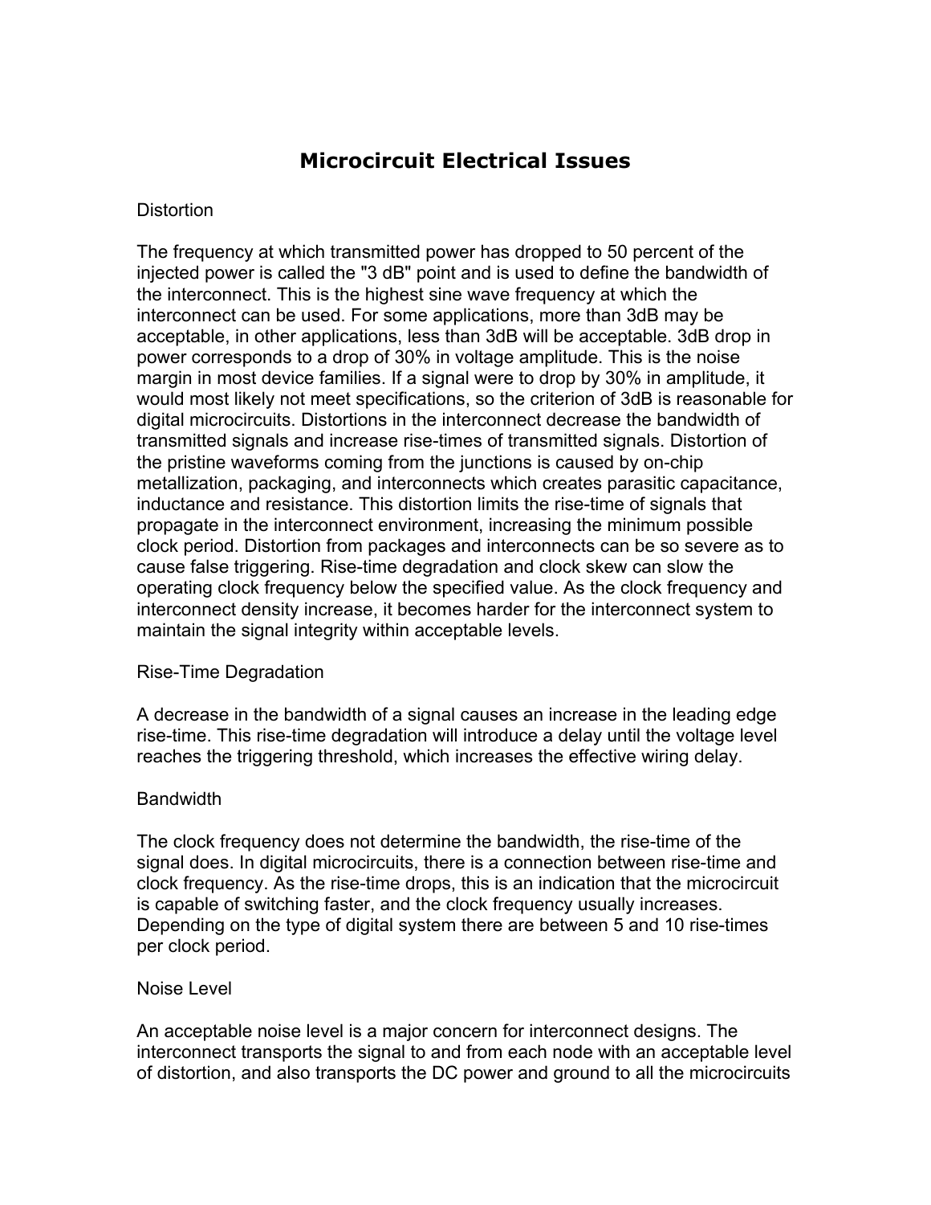# Microcircuit Electrical Issues

## Distortion

The frequency at which transmitted power has dropped to 50 percent of the injected power is called the "3 dB" point and is used to define the bandwidth of the interconnect. This is the highest sine wave frequency at which the interconnect can be used. For some applications, more than 3dB may be acceptable, in other applications, less than 3dB will be acceptable. 3dB drop in power corresponds to a drop of 30% in voltage amplitude. This is the noise margin in most device families. If a signal were to drop by 30% in amplitude, it would most likely not meet specifications, so the criterion of 3dB is reasonable for digital microcircuits. Distortions in the interconnect decrease the bandwidth of transmitted signals and increase rise-times of transmitted signals. Distortion of the pristine waveforms coming from the junctions is caused by on-chip metallization, packaging, and interconnects which creates parasitic capacitance, inductance and resistance. This distortion limits the rise-time of signals that propagate in the interconnect environment, increasing the minimum possible clock period. Distortion from packages and interconnects can be so severe as to cause false triggering. Rise-time degradation and clock skew can slow the operating clock frequency below the specified value. As the clock frequency and interconnect density increase, it becomes harder for the interconnect system to maintain the signal integrity within acceptable levels.

## Rise-Time Degradation

A decrease in the bandwidth of a signal causes an increase in the leading edge rise-time. This rise-time degradation will introduce a delay until the voltage level reaches the triggering threshold, which increases the effective wiring delay.

## Bandwidth

The clock frequency does not determine the bandwidth, the rise-time of the signal does. In digital microcircuits, there is a connection between rise-time and clock frequency. As the rise-time drops, this is an indication that the microcircuit is capable of switching faster, and the clock frequency usually increases. Depending on the type of digital system there are between 5 and 10 rise-times per clock period.

## Noise Level

An acceptable noise level is a major concern for interconnect designs. The interconnect transports the signal to and from each node with an acceptable level of distortion, and also transports the DC power and ground to all the microcircuits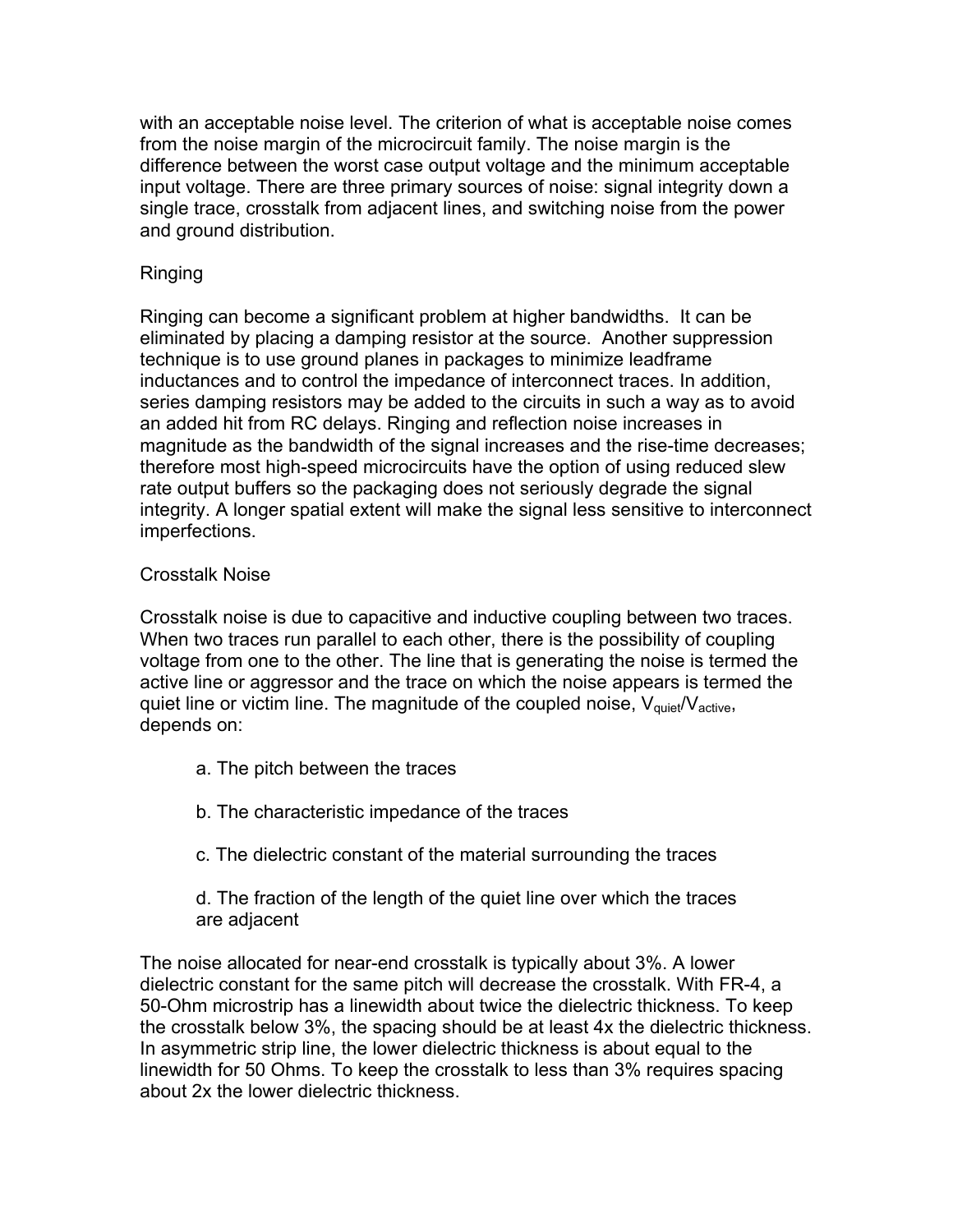with an acceptable noise level. The criterion of what is acceptable noise comes from the noise margin of the microcircuit family. The noise margin is the difference between the worst case output voltage and the minimum acceptable input voltage. There are three primary sources of noise: signal integrity down a single trace, crosstalk from adjacent lines, and switching noise from the power and ground distribution.

## Ringing

Ringing can become a significant problem at higher bandwidths. It can be eliminated by placing a damping resistor at the source. Another suppression technique is to use ground planes in packages to minimize leadframe inductances and to control the impedance of interconnect traces. In addition, series damping resistors may be added to the circuits in such a way as to avoid an added hit from RC delays. Ringing and reflection noise increases in magnitude as the bandwidth of the signal increases and the rise-time decreases; therefore most high-speed microcircuits have the option of using reduced slew rate output buffers so the packaging does not seriously degrade the signal integrity. A longer spatial extent will make the signal less sensitive to interconnect imperfections.

## Crosstalk Noise

Crosstalk noise is due to capacitive and inductive coupling between two traces. When two traces run parallel to each other, there is the possibility of coupling voltage from one to the other. The line that is generating the noise is termed the active line or aggressor and the trace on which the noise appears is termed the quiet line or victim line. The magnitude of the coupled noise, $V_{quiet}/V_{active}$, depends on:

a. The pitch between the traces

b. The characteristic impedance of the traces

c. The dielectric constant of the material surrounding the traces

d. The fraction of the length of the quiet line over which the traces are adjacent

The noise allocated for near-end crosstalk is typically about 3%. A lower dielectric constant for the same pitch will decrease the crosstalk. With FR-4, a 50-Ohm microstrip has a linewidth about twice the dielectric thickness. To keep the crosstalk below 3%, the spacing should be at least 4x the dielectric thickness. In asymmetric strip line, the lower dielectric thickness is about equal to the linewidth for 50 Ohms. To keep the crosstalk to less than 3% requires spacing about 2x the lower dielectric thickness.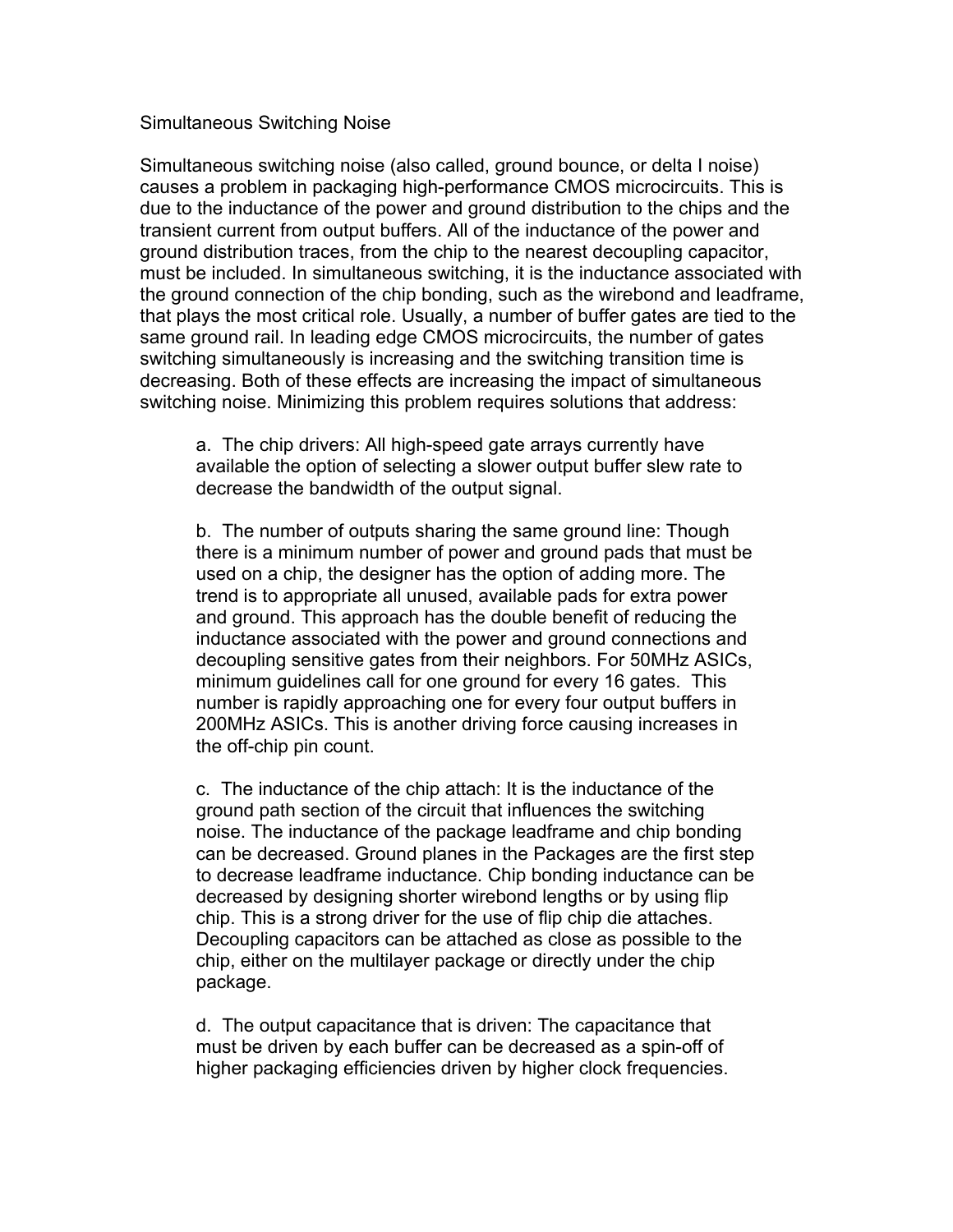Simultaneous Switching Noise

Simultaneous switching noise (also called, ground bounce, or delta I noise) causes a problem in packaging high-performance CMOS microcircuits. This is due to the inductance of the power and ground distribution to the chips and the transient current from output buffers. All of the inductance of the power and ground distribution traces, from the chip to the nearest decoupling capacitor, must be included. In simultaneous switching, it is the inductance associated with the ground connection of the chip bonding, such as the wirebond and leadframe, that plays the most critical role. Usually, a number of buffer gates are tied to the same ground rail. In leading edge CMOS microcircuits, the number of gates switching simultaneously is increasing and the switching transition time is decreasing. Both of these effects are increasing the impact of simultaneous switching noise. Minimizing this problem requires solutions that address:

a. The chip drivers: All high-speed gate arrays currently have available the option of selecting a slower output buffer slew rate to decrease the bandwidth of the output signal.

b. The number of outputs sharing the same ground line: Though there is a minimum number of power and ground pads that must be used on a chip, the designer has the option of adding more. The trend is to appropriate all unused, available pads for extra power and ground. This approach has the double benefit of reducing the inductance associated with the power and ground connections and decoupling sensitive gates from their neighbors. For 50MHz ASICs, minimum guidelines call for one ground for every 16 gates. This number is rapidly approaching one for every four output buffers in 200MHz ASICs. This is another driving force causing increases in the off-chip pin count.

c. The inductance of the chip attach: It is the inductance of the ground path section of the circuit that influences the switching noise. The inductance of the package leadframe and chip bonding can be decreased. Ground planes in the Packages are the first step to decrease leadframe inductance. Chip bonding inductance can be decreased by designing shorter wirebond lengths or by using flip chip. This is a strong driver for the use of flip chip die attaches. Decoupling capacitors can be attached as close as possible to the chip, either on the multilayer package or directly under the chip package.

d. The output capacitance that is driven: The capacitance that must be driven by each buffer can be decreased as a spin-off of higher packaging efficiencies driven by higher clock frequencies.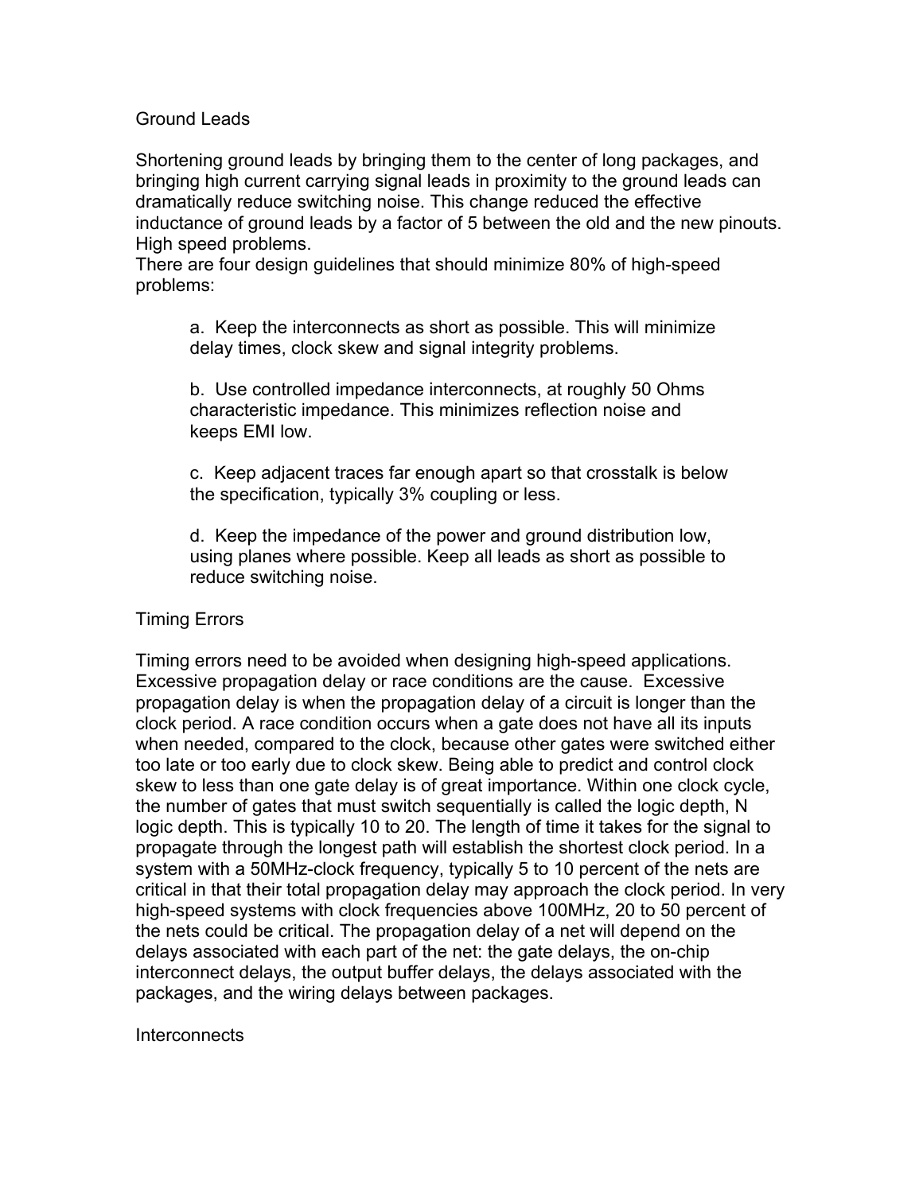## Ground Leads

Shortening ground leads by bringing them to the center of long packages, and bringing high current carrying signal leads in proximity to the ground leads can dramatically reduce switching noise. This change reduced the effective inductance of ground leads by a factor of 5 between the old and the new pinouts. High speed problems.

There are four design guidelines that should minimize 80% of high-speed problems:

a. Keep the interconnects as short as possible. This will minimize delay times, clock skew and signal integrity problems.

b. Use controlled impedance interconnects, at roughly 50 Ohms characteristic impedance. This minimizes reflection noise and keeps EMI low.

c. Keep adjacent traces far enough apart so that crosstalk is below the specification, typically 3% coupling or less.

d. Keep the impedance of the power and ground distribution low, using planes where possible. Keep all leads as short as possible to reduce switching noise.

## Timing Errors

Timing errors need to be avoided when designing high-speed applications. Excessive propagation delay or race conditions are the cause. Excessive propagation delay is when the propagation delay of a circuit is longer than the clock period. A race condition occurs when a gate does not have all its inputs when needed, compared to the clock, because other gates were switched either too late or too early due to clock skew. Being able to predict and control clock skew to less than one gate delay is of great importance. Within one clock cycle, the number of gates that must switch sequentially is called the logic depth, N logic depth. This is typically 10 to 20. The length of time it takes for the signal to propagate through the longest path will establish the shortest clock period. In a system with a 50MHz-clock frequency, typically 5 to 10 percent of the nets are critical in that their total propagation delay may approach the clock period. In very high-speed systems with clock frequencies above 100MHz, 20 to 50 percent of the nets could be critical. The propagation delay of a net will depend on the delays associated with each part of the net: the gate delays, the on-chip interconnect delays, the output buffer delays, the delays associated with the packages, and the wiring delays between packages.

## Interconnects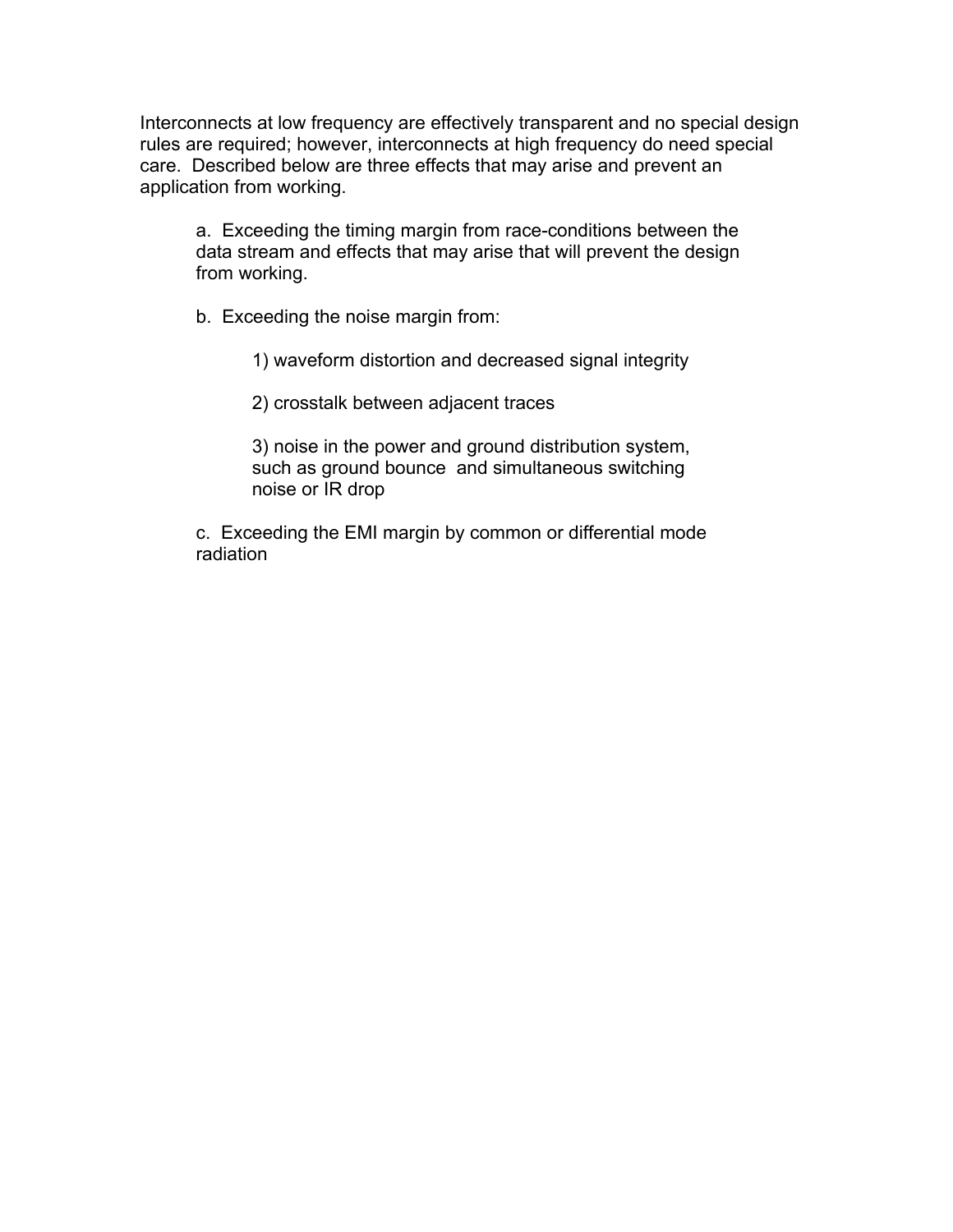Interconnects at low frequency are effectively transparent and no special design rules are required; however, interconnects at high frequency do need special care. Described below are three effects that may arise and prevent an application from working.

a. Exceeding the timing margin from race-conditions between the data stream and effects that may arise that will prevent the design from working.

b. Exceeding the noise margin from:

1) waveform distortion and decreased signal integrity

2) crosstalk between adjacent traces

3) noise in the power and ground distribution system, such as ground bounce and simultaneous switching noise or IR drop

c. Exceeding the EMI margin by common or differential mode radiation